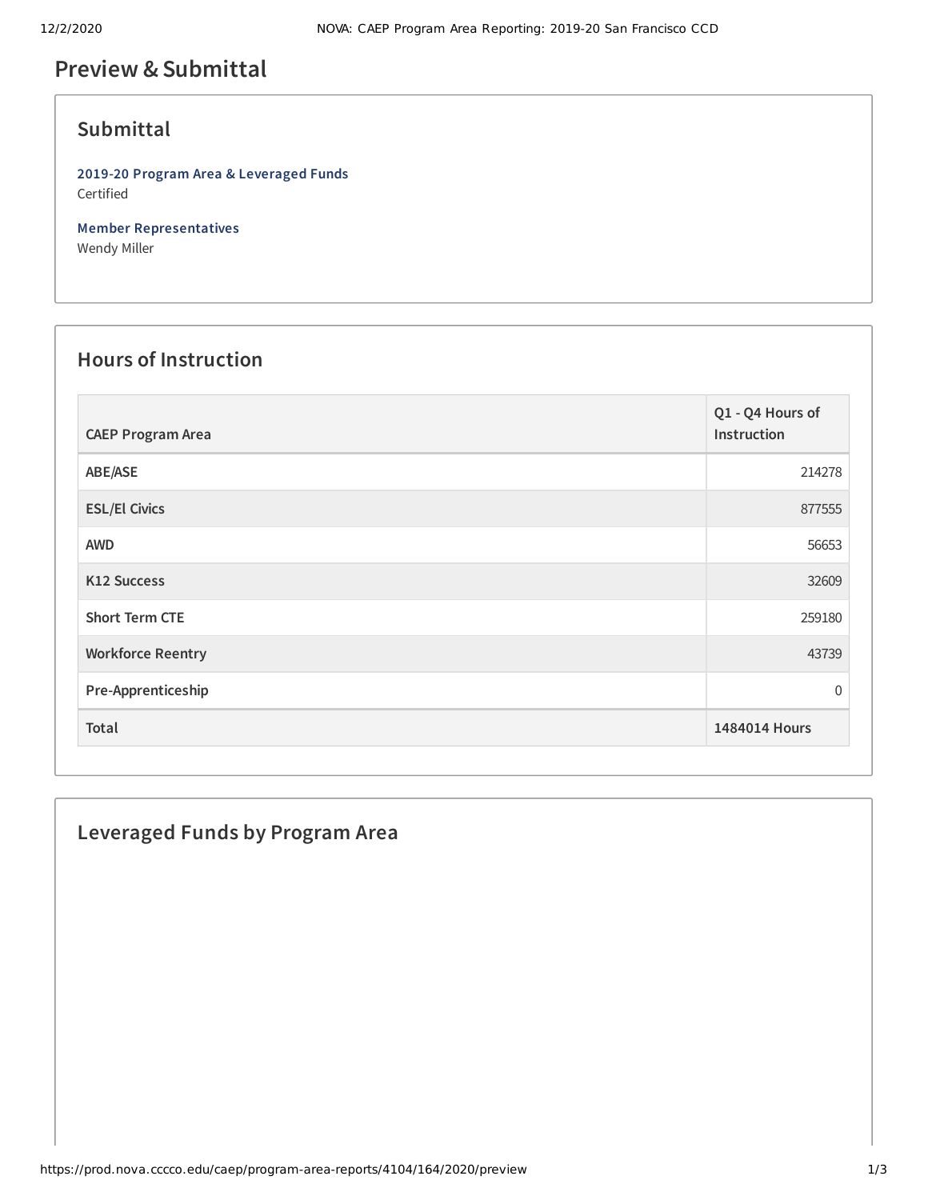# Preview & Submittal

## Submittal

**2019-20 Program Area & Leveraged Funds**
Certified

**Member Representatives**
Wendy Miller

## Hours of Instruction

| CAEP Program Area | Q1 - Q4 Hours of Instruction |
|---|---|
| ABE/ASE | 214278 |
| ESL/El Civics | 877555 |
| AWD | 56653 |
| K12 Success | 32609 |
| Short Term CTE | 259180 |
| Workforce Reentry | 43739 |
| Pre-Apprenticeship | 0 |
| **Total** | **1484014 Hours** |

## Leveraged Funds by Program Area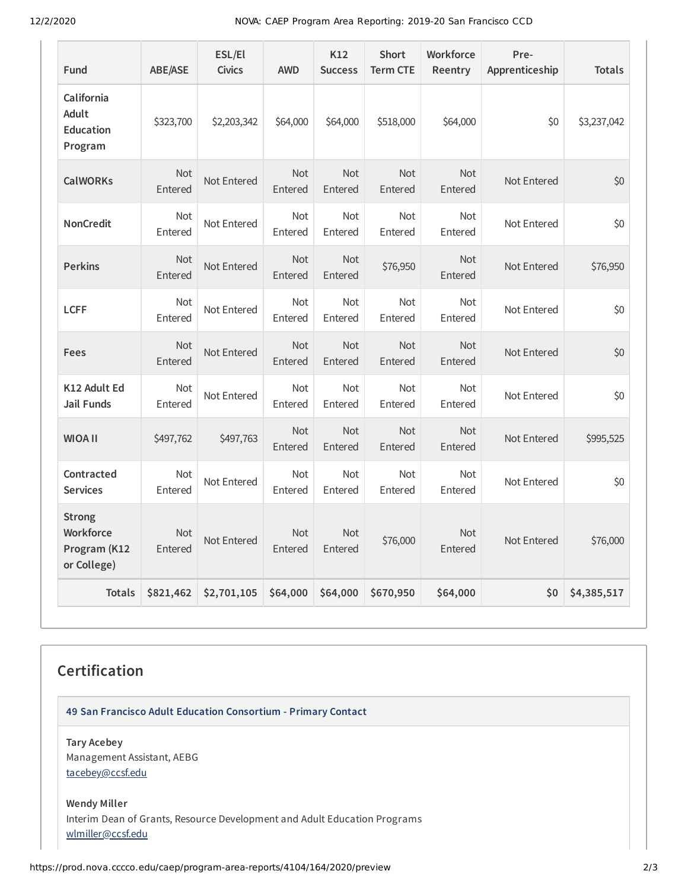| Fund | ABE/ASE | ESL/El Civics | AWD | K12 Success | Short Term CTE | Workforce Reentry | Pre-Apprenticeship | Totals |
|---|---|---|---|---|---|---|---|---|
| California Adult Education Program | $323,700 | $2,203,342 | $64,000 | $64,000 | $518,000 | $64,000 | $0 | $3,237,042 |
| CalWORKs | Not Entered | Not Entered | Not Entered | Not Entered | Not Entered | Not Entered | Not Entered | $0 |
| NonCredit | Not Entered | Not Entered | Not Entered | Not Entered | Not Entered | Not Entered | Not Entered | $0 |
| Perkins | Not Entered | Not Entered | Not Entered | Not Entered | $76,950 | Not Entered | Not Entered | $76,950 |
| LCFF | Not Entered | Not Entered | Not Entered | Not Entered | Not Entered | Not Entered | Not Entered | $0 |
| Fees | Not Entered | Not Entered | Not Entered | Not Entered | Not Entered | Not Entered | Not Entered | $0 |
| K12 Adult Ed Jail Funds | Not Entered | Not Entered | Not Entered | Not Entered | Not Entered | Not Entered | Not Entered | $0 |
| WIOA II | $497,762 | $497,763 | Not Entered | Not Entered | Not Entered | Not Entered | Not Entered | $995,525 |
| Contracted Services | Not Entered | Not Entered | Not Entered | Not Entered | Not Entered | Not Entered | Not Entered | $0 |
| Strong Workforce Program (K12 or College) | Not Entered | Not Entered | Not Entered | Not Entered | $76,000 | Not Entered | Not Entered | $76,000 |
| **Totals** | **$821,462** | **$2,701,105** | **$64,000** | **$64,000** | **$670,950** | **$64,000** | **$0** | **$4,385,517** |

## Certification

**49 San Francisco Adult Education Consortium - Primary Contact**

**Tary Acebey**
Management Assistant, AEBG
tacebey@ccsf.edu

**Wendy Miller**
Interim Dean of Grants, Resource Development and Adult Education Programs
wlmiller@ccsf.edu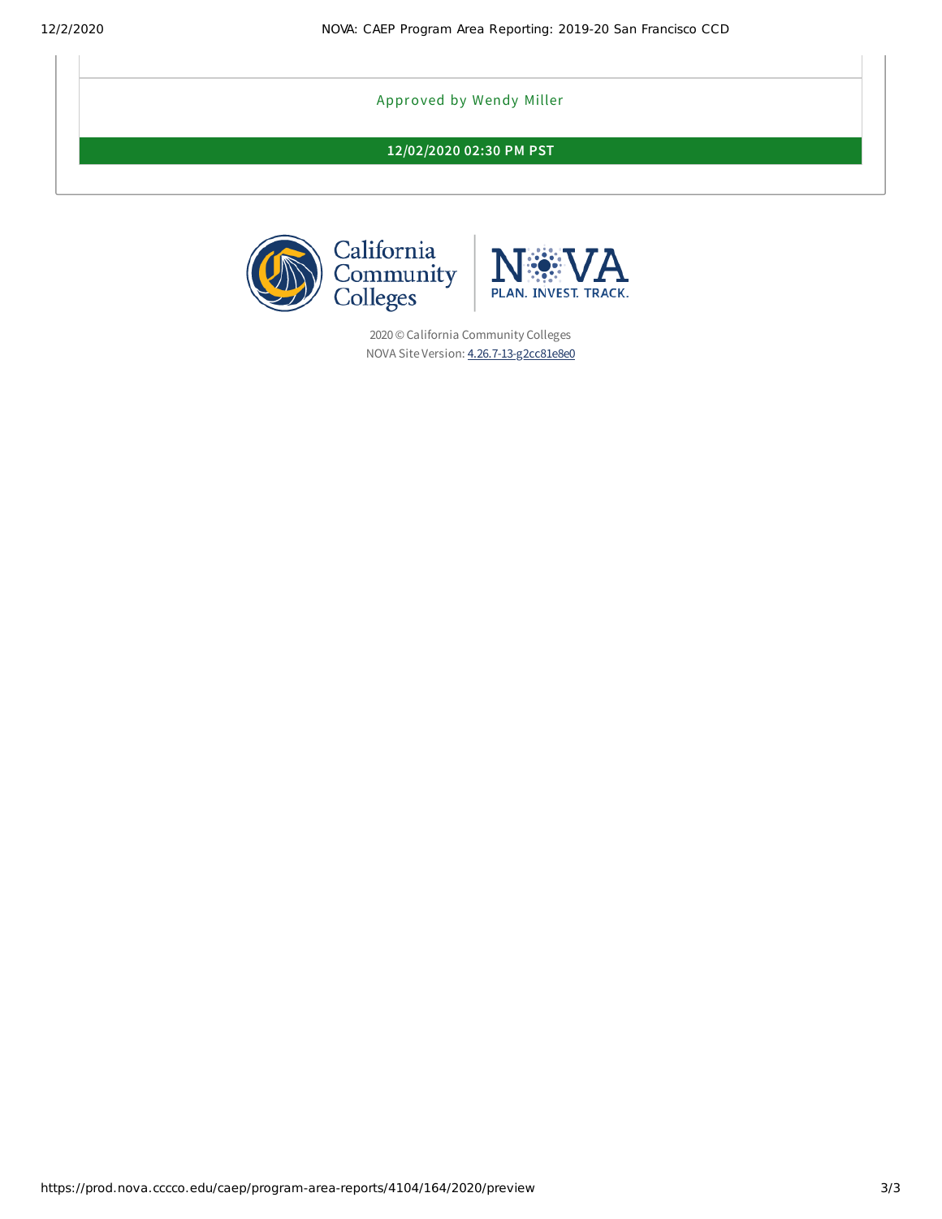Approved by Wendy Miller

**12/02/2020 02:30 PM PST**

California Community Colleges | NOVA PLAN. INVEST. TRACK.

2020 © California Community Colleges
NOVA Site Version: 4.26.7-13-g2cc81e8e0